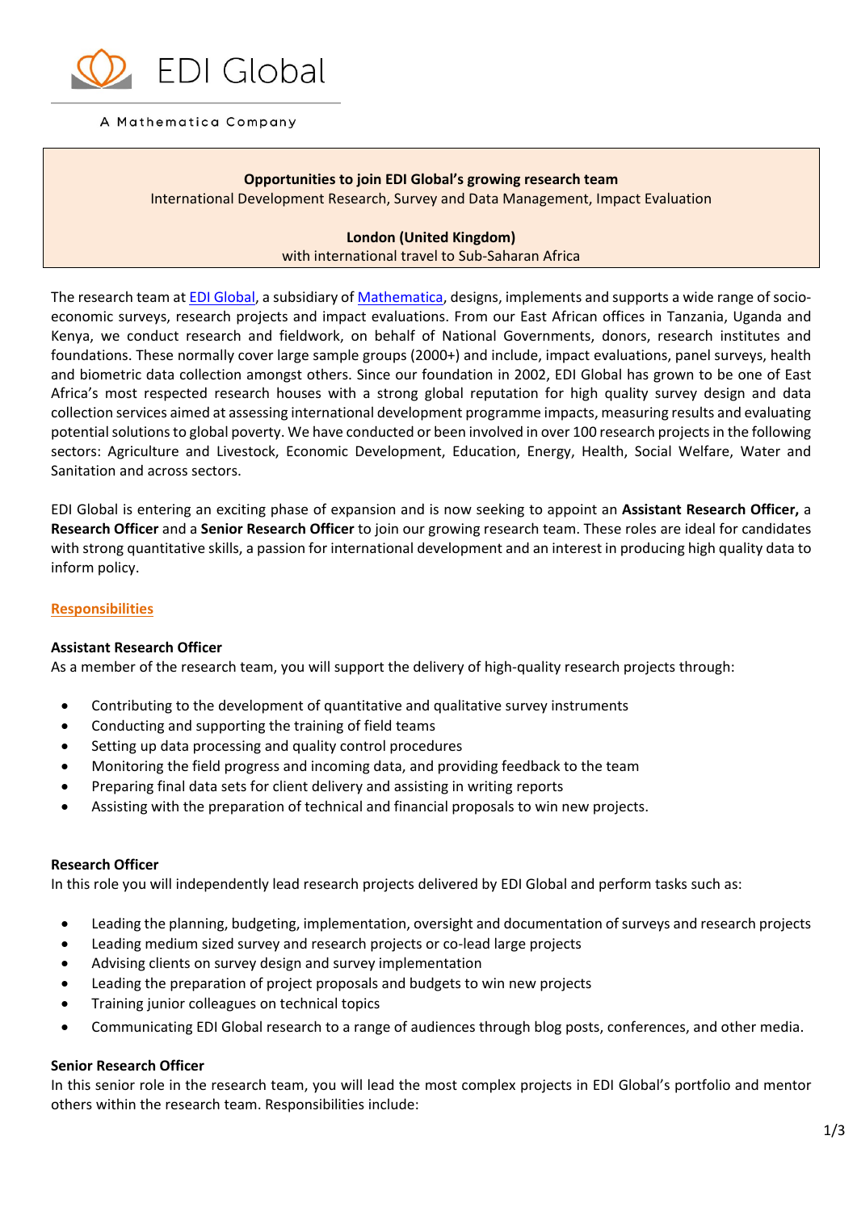EDI Global

A Mathematica Company

**Opportunities to join EDI Global's growing research team**
International Development Research, Survey and Data Management, Impact Evaluation

**London (United Kingdom)**
with international travel to Sub-Saharan Africa

The research team at EDI Global, a subsidiary of Mathematica, designs, implements and supports a wide range of socio-economic surveys, research projects and impact evaluations. From our East African offices in Tanzania, Uganda and Kenya, we conduct research and fieldwork, on behalf of National Governments, donors, research institutes and foundations. These normally cover large sample groups (2000+) and include, impact evaluations, panel surveys, health and biometric data collection amongst others. Since our foundation in 2002, EDI Global has grown to be one of East Africa's most respected research houses with a strong global reputation for high quality survey design and data collection services aimed at assessing international development programme impacts, measuring results and evaluating potential solutions to global poverty. We have conducted or been involved in over 100 research projects in the following sectors: Agriculture and Livestock, Economic Development, Education, Energy, Health, Social Welfare, Water and Sanitation and across sectors.

EDI Global is entering an exciting phase of expansion and is now seeking to appoint an **Assistant Research Officer,** a **Research Officer** and a **Senior Research Officer** to join our growing research team. These roles are ideal for candidates with strong quantitative skills, a passion for international development and an interest in producing high quality data to inform policy.

## Responsibilities

### Assistant Research Officer

As a member of the research team, you will support the delivery of high-quality research projects through:

- Contributing to the development of quantitative and qualitative survey instruments
- Conducting and supporting the training of field teams
- Setting up data processing and quality control procedures
- Monitoring the field progress and incoming data, and providing feedback to the team
- Preparing final data sets for client delivery and assisting in writing reports
- Assisting with the preparation of technical and financial proposals to win new projects.

### Research Officer

In this role you will independently lead research projects delivered by EDI Global and perform tasks such as:

- Leading the planning, budgeting, implementation, oversight and documentation of surveys and research projects
- Leading medium sized survey and research projects or co-lead large projects
- Advising clients on survey design and survey implementation
- Leading the preparation of project proposals and budgets to win new projects
- Training junior colleagues on technical topics
- Communicating EDI Global research to a range of audiences through blog posts, conferences, and other media.

### Senior Research Officer

In this senior role in the research team, you will lead the most complex projects in EDI Global's portfolio and mentor others within the research team. Responsibilities include: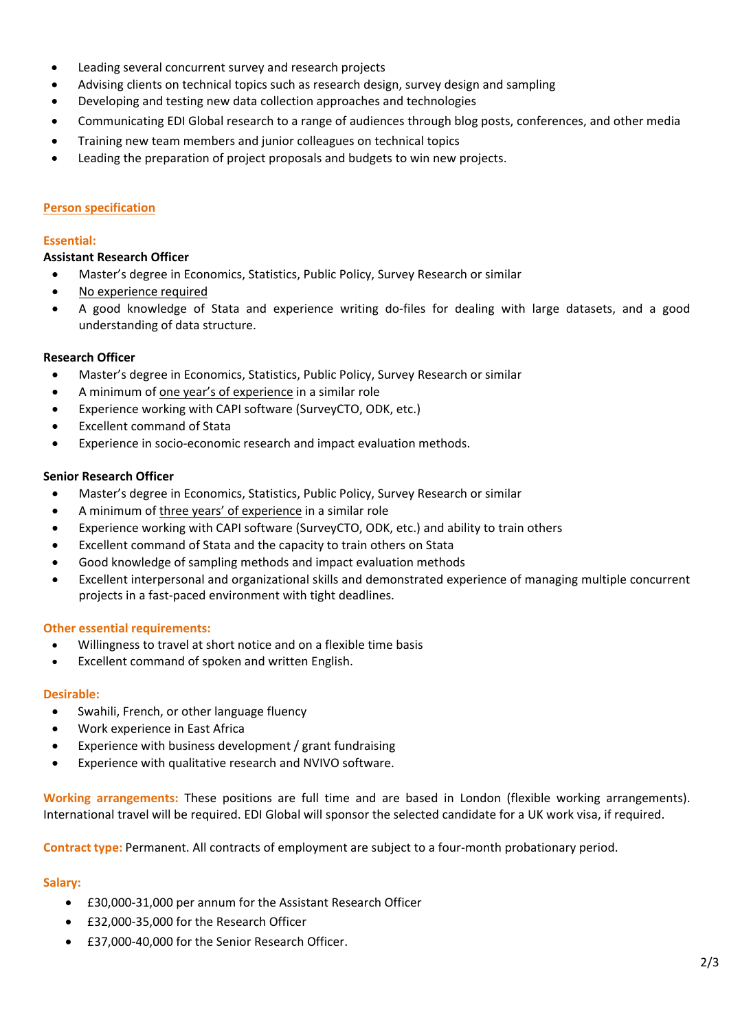- Leading several concurrent survey and research projects
- Advising clients on technical topics such as research design, survey design and sampling
- Developing and testing new data collection approaches and technologies
- Communicating EDI Global research to a range of audiences through blog posts, conferences, and other media
- Training new team members and junior colleagues on technical topics
- Leading the preparation of project proposals and budgets to win new projects.

## Person specification

### Essential:

**Assistant Research Officer**

- Master's degree in Economics, Statistics, Public Policy, Survey Research or similar
- No experience required
- A good knowledge of Stata and experience writing do-files for dealing with large datasets, and a good understanding of data structure.

**Research Officer**

- Master's degree in Economics, Statistics, Public Policy, Survey Research or similar
- A minimum of one year's of experience in a similar role
- Experience working with CAPI software (SurveyCTO, ODK, etc.)
- Excellent command of Stata
- Experience in socio-economic research and impact evaluation methods.

**Senior Research Officer**

- Master's degree in Economics, Statistics, Public Policy, Survey Research or similar
- A minimum of three years' of experience in a similar role
- Experience working with CAPI software (SurveyCTO, ODK, etc.) and ability to train others
- Excellent command of Stata and the capacity to train others on Stata
- Good knowledge of sampling methods and impact evaluation methods
- Excellent interpersonal and organizational skills and demonstrated experience of managing multiple concurrent projects in a fast-paced environment with tight deadlines.

### Other essential requirements:

- Willingness to travel at short notice and on a flexible time basis
- Excellent command of spoken and written English.

### Desirable:

- Swahili, French, or other language fluency
- Work experience in East Africa
- Experience with business development / grant fundraising
- Experience with qualitative research and NVIVO software.

**Working arrangements:** These positions are full time and are based in London (flexible working arrangements). International travel will be required. EDI Global will sponsor the selected candidate for a UK work visa, if required.

**Contract type:** Permanent. All contracts of employment are subject to a four-month probationary period.

**Salary:**

- £30,000-31,000 per annum for the Assistant Research Officer
- £32,000-35,000 for the Research Officer
- £37,000-40,000 for the Senior Research Officer.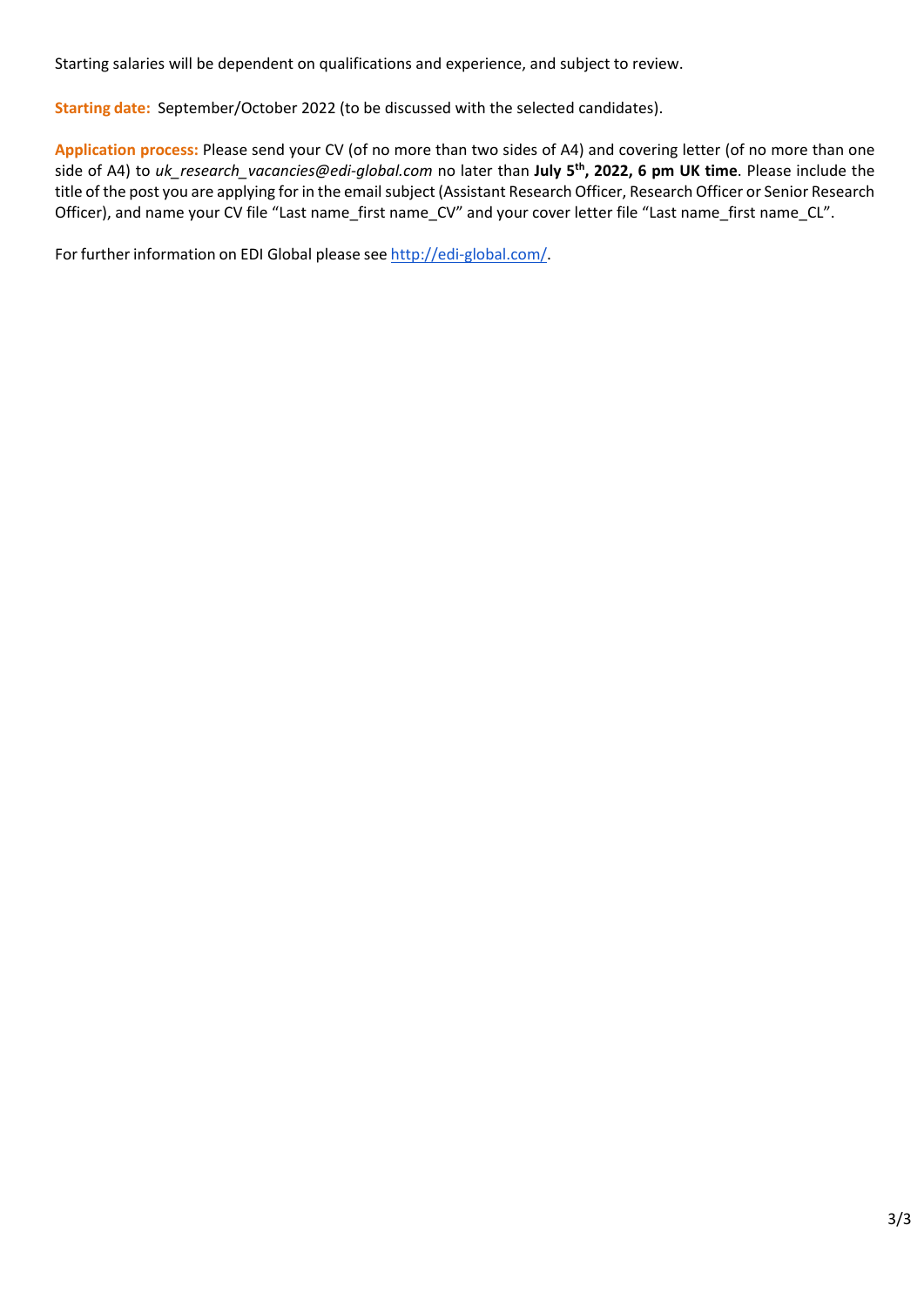Starting salaries will be dependent on qualifications and experience, and subject to review.

**Starting date:** September/October 2022 (to be discussed with the selected candidates).

**Application process:** Please send your CV (of no more than two sides of A4) and covering letter (of no more than one side of A4) to *uk_research_vacancies@edi-global.com* no later than **July 5th, 2022, 6 pm UK time**. Please include the title of the post you are applying for in the email subject (Assistant Research Officer, Research Officer or Senior Research Officer), and name your CV file "Last name_first name_CV" and your cover letter file "Last name_first name_CL".

For further information on EDI Global please see [http://edi-global.com/](http://edi-global.com/).